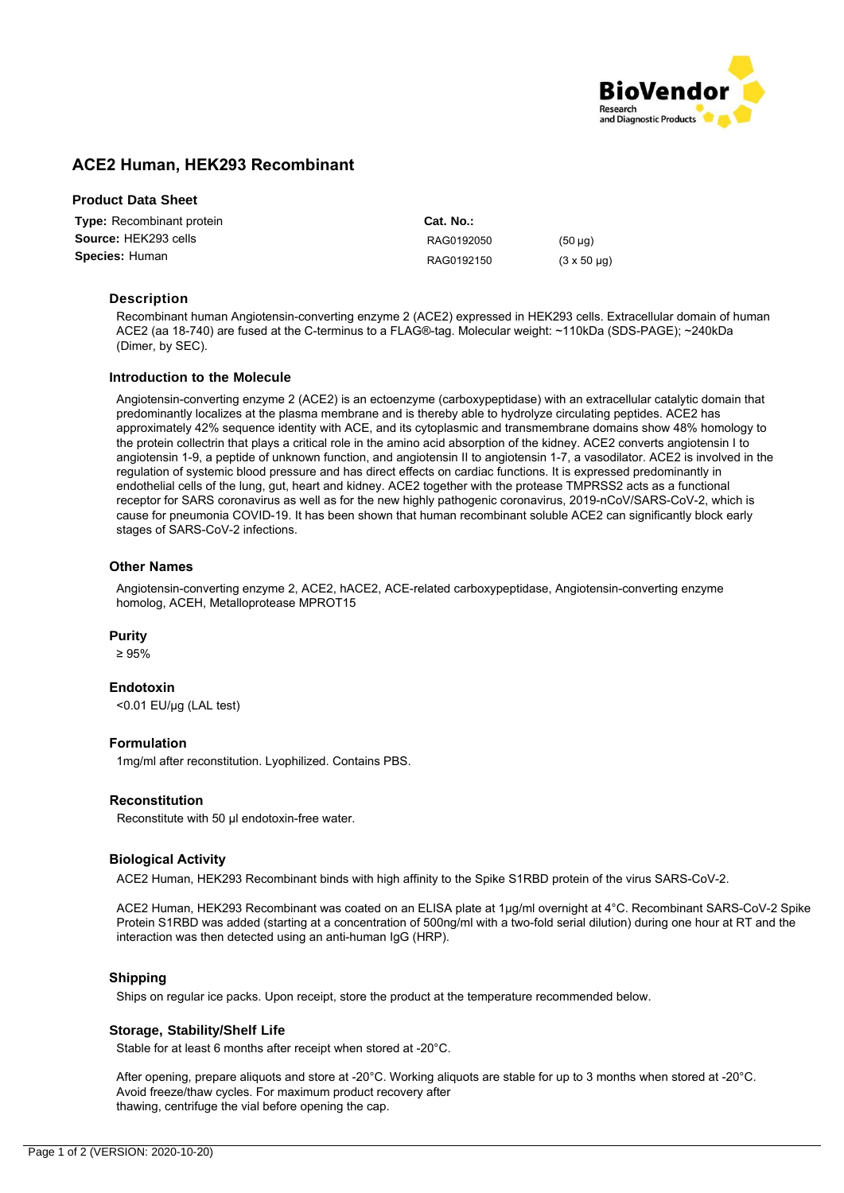# ACE2 Human, HEK293 Recombinant

## Product Data Sheet

**Type:** Recombinant protein
**Source:** HEK293 cells
**Species:** Human

| **Cat. No.:** | |
|---|---|
| RAG0192050 | (50 µg) |
| RAG0192150 | (3 x 50 µg) |

### Description

Recombinant human Angiotensin-converting enzyme 2 (ACE2) expressed in HEK293 cells. Extracellular domain of human ACE2 (aa 18-740) are fused at the C-terminus to a FLAG®-tag. Molecular weight: ~110kDa (SDS-PAGE); ~240kDa (Dimer, by SEC).

### Introduction to the Molecule

Angiotensin-converting enzyme 2 (ACE2) is an ectoenzyme (carboxypeptidase) with an extracellular catalytic domain that predominantly localizes at the plasma membrane and is thereby able to hydrolyze circulating peptides. ACE2 has approximately 42% sequence identity with ACE, and its cytoplasmic and transmembrane domains show 48% homology to the protein collectrin that plays a critical role in the amino acid absorption of the kidney. ACE2 converts angiotensin I to angiotensin 1-9, a peptide of unknown function, and angiotensin II to angiotensin 1-7, a vasodilator. ACE2 is involved in the regulation of systemic blood pressure and has direct effects on cardiac functions. It is expressed predominantly in endothelial cells of the lung, gut, heart and kidney. ACE2 together with the protease TMPRSS2 acts as a functional receptor for SARS coronavirus as well as for the new highly pathogenic coronavirus, 2019-nCoV/SARS-CoV-2, which is cause for pneumonia COVID-19. It has been shown that human recombinant soluble ACE2 can significantly block early stages of SARS-CoV-2 infections.

### Other Names

Angiotensin-converting enzyme 2, ACE2, hACE2, ACE-related carboxypeptidase, Angiotensin-converting enzyme homolog, ACEH, Metalloprotease MPROT15

### Purity

≥ 95%

### Endotoxin

<0.01 EU/µg (LAL test)

### Formulation

1mg/ml after reconstitution. Lyophilized. Contains PBS.

### Reconstitution

Reconstitute with 50 µl endotoxin-free water.

### Biological Activity

ACE2 Human, HEK293 Recombinant binds with high affinity to the Spike S1RBD protein of the virus SARS-CoV-2.

ACE2 Human, HEK293 Recombinant was coated on an ELISA plate at 1µg/ml overnight at 4°C. Recombinant SARS-CoV-2 Spike Protein S1RBD was added (starting at a concentration of 500ng/ml with a two-fold serial dilution) during one hour at RT and the interaction was then detected using an anti-human IgG (HRP).

### Shipping

Ships on regular ice packs. Upon receipt, store the product at the temperature recommended below.

### Storage, Stability/Shelf Life

Stable for at least 6 months after receipt when stored at -20°C.

After opening, prepare aliquots and store at -20°C. Working aliquots are stable for up to 3 months when stored at -20°C. Avoid freeze/thaw cycles. For maximum product recovery after thawing, centrifuge the vial before opening the cap.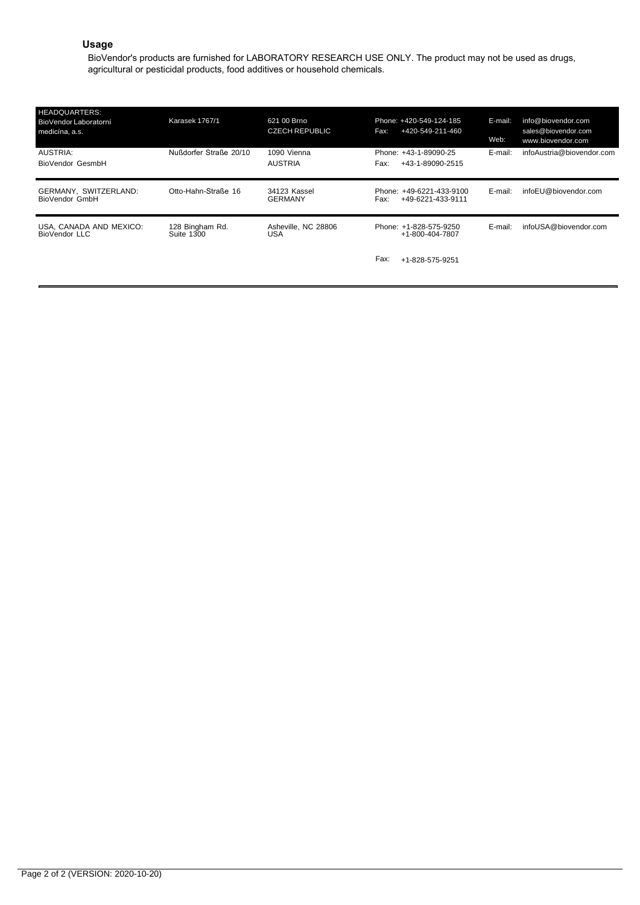## Usage

BioVendor's products are furnished for LABORATORY RESEARCH USE ONLY. The product may not be used as drugs, agricultural or pesticidal products, food additives or household chemicals.

| | | | | | |
|---|---|---|---|---|---|
| HEADQUARTERS: BioVendor Laboratorní medicína, a.s. | Karasek 1767/1 | 621 00 Brno CZECH REPUBLIC | Phone: +420-549-124-185 Fax: +420-549-211-460 | E-mail: Web: | info@biovendor.com sales@biovendor.com www.biovendor.com |
| AUSTRIA: BioVendor GesmbH | Nußdorfer Straße 20/10 | 1090 Vienna AUSTRIA | Phone: +43-1-89090-25 Fax: +43-1-89090-2515 | E-mail: | infoAustria@biovendor.com |
| GERMANY, SWITZERLAND: BioVendor GmbH | Otto-Hahn-Straße 16 | 34123 Kassel GERMANY | Phone: +49-6221-433-9100 Fax: +49-6221-433-9111 | E-mail: | infoEU@biovendor.com |
| USA, CANADA AND MEXICO: BioVendor LLC | 128 Bingham Rd. Suite 1300 | Asheville, NC 28806 USA | Phone: +1-828-575-9250 +1-800-404-7807 Fax: +1-828-575-9251 | E-mail: | infoUSA@biovendor.com |

(VERSION: 2020-10-20)